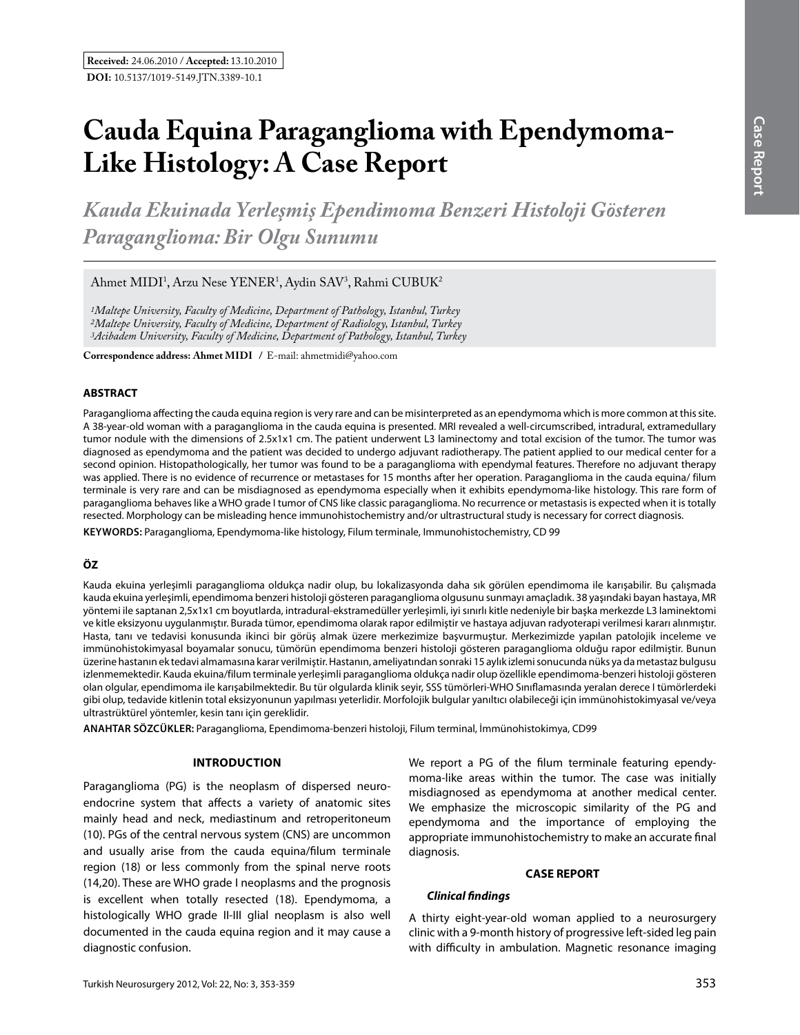**Received:** 24.06.2010 / **Accepted:** 13.10.2010

**DOI:** 10.5137/1019-5149.JTN.3389-10.1

# Cauda Equina Paraganglioma with Ependymoma-Like Histology: A Case Report

## *Kauda Ekuinada Yerleşmiş Ependimoma Benzeri Histoloji Gösteren Paraganglioma: Bir Olgu Sunumu*

Ahmet MIDI[1], Arzu Nese YENER[1], Aydin SAV[3], Rahmi CUBUK[2]

*[1]Maltepe University, Faculty of Medicine, Department of Pathology, Istanbul, Turkey*
*[2]Maltepe University, Faculty of Medicine, Department of Radiology, Istanbul, Turkey*
*[3]Acibadem University, Faculty of Medicine, Department of Pathology, Istanbul, Turkey*

**Correspondence address: Ahmet MIDI** / E-mail: ahmetmidi@yahoo.com

### ABSTRACT

Paraganglioma affecting the cauda equina region is very rare and can be misinterpreted as an ependymoma which is more common at this site. A 38-year-old woman with a paraganglioma in the cauda equina is presented. MRI revealed a well-circumscribed, intradural, extramedullary tumor nodule with the dimensions of 2.5x1x1 cm. The patient underwent L3 laminectomy and total excision of the tumor. The tumor was diagnosed as ependymoma and the patient was decided to undergo adjuvant radiotherapy. The patient applied to our medical center for a second opinion. Histopathologically, her tumor was found to be a paraganglioma with ependymal features. Therefore no adjuvant therapy was applied. There is no evidence of recurrence or metastases for 15 months after her operation. Paraganglioma in the cauda equina/ filum terminale is very rare and can be misdiagnosed as ependymoma especially when it exhibits ependymoma-like histology. This rare form of paraganglioma behaves like a WHO grade I tumor of CNS like classic paraganglioma. No recurrence or metastasis is expected when it is totally resected. Morphology can be misleading hence immunohistochemistry and/or ultrastructural study is necessary for correct diagnosis.

**KEYWORDS:** Paraganglioma, Ependymoma-like histology, Filum terminale, Immunohistochemistry, CD 99

### ÖZ

Kauda ekuina yerleşimli paraganglioma oldukça nadir olup, bu lokalizasyonda daha sık görülen ependimoma ile karışabilir. Bu çalışmada kauda ekuina yerleşimli, ependimoma benzeri histoloji gösteren paraganglioma olgusunu sunmayı amaçladık. 38 yaşındaki bayan hastaya, MR yöntemi ile saptanan 2,5x1x1 cm boyutlarda, intradural-ekstramedüller yerleşimli, iyi sınırlı kitle nedeniyle bir başka merkezde L3 laminektomi ve kitle eksizyonu uygulanmıştır. Burada tümör, ependimoma olarak rapor edilmiştir ve hastaya adjuvan radyoterapi verilmesi kararı alınmıştır. Hasta, tanı ve tedavisi konusunda ikinci bir görüş almak üzere merkezimize başvurmuştur. Merkezimizde yapılan patolojik inceleme ve immünohistokimyasal boyamalar sonucu, tümörün ependimoma benzeri histoloji gösteren paraganglioma olduğu rapor edilmiştir. Bunun üzerine hastanın ek tedavi almamasına karar verilmiştir. Hastanın, ameliyatından sonraki 15 aylık izlemi sonucunda nüks ya da metastaz bulgusu izlenmemektedir. Kauda ekuina/filum terminale yerleşimli paraganglioma oldukça nadir olup özellikle ependimoma-benzeri histoloji gösteren olan olgular, ependimoma ile karışabilmektedir. Bu tür olgularda klinik seyir, SSS tümörleri-WHO Sınıflamasında yeralan derece I tümörlerdeki gibi olup, tedavide kitlenin total eksizyonunun yapılması yeterlidir. Morfolojik bulgular yanıltıcı olabileceği için immünohistokimyasal ve/veya ultrastrüktürel yöntemler, kesin tanı için gereklidir.

**ANAHTAR SÖZCÜKLER:** Paraganglioma, Ependimoma-benzeri histoloji, Filum terminal, İmmünohistokimya, CD99

### INTRODUCTION

Paraganglioma (PG) is the neoplasm of dispersed neuro-endocrine system that affects a variety of anatomic sites mainly head and neck, mediastinum and retroperitoneum (10). PGs of the central nervous system (CNS) are uncommon and usually arise from the cauda equina/filum terminale region (18) or less commonly from the spinal nerve roots (14,20). These are WHO grade I neoplasms and the prognosis is excellent when totally resected (18). Ependymoma, a histologically WHO grade II-III glial neoplasm is also well documented in the cauda equina region and it may cause a diagnostic confusion.

We report a PG of the filum terminale featuring ependymoma-like areas within the tumor. The case was initially misdiagnosed as ependymoma at another medical center. We emphasize the microscopic similarity of the PG and ependymoma and the importance of employing the appropriate immunohistochemistry to make an accurate final diagnosis.

### CASE REPORT

#### *Clinical findings*

A thirty eight-year-old woman applied to a neurosurgery clinic with a 9-month history of progressive left-sided leg pain with difficulty in ambulation. Magnetic resonance imaging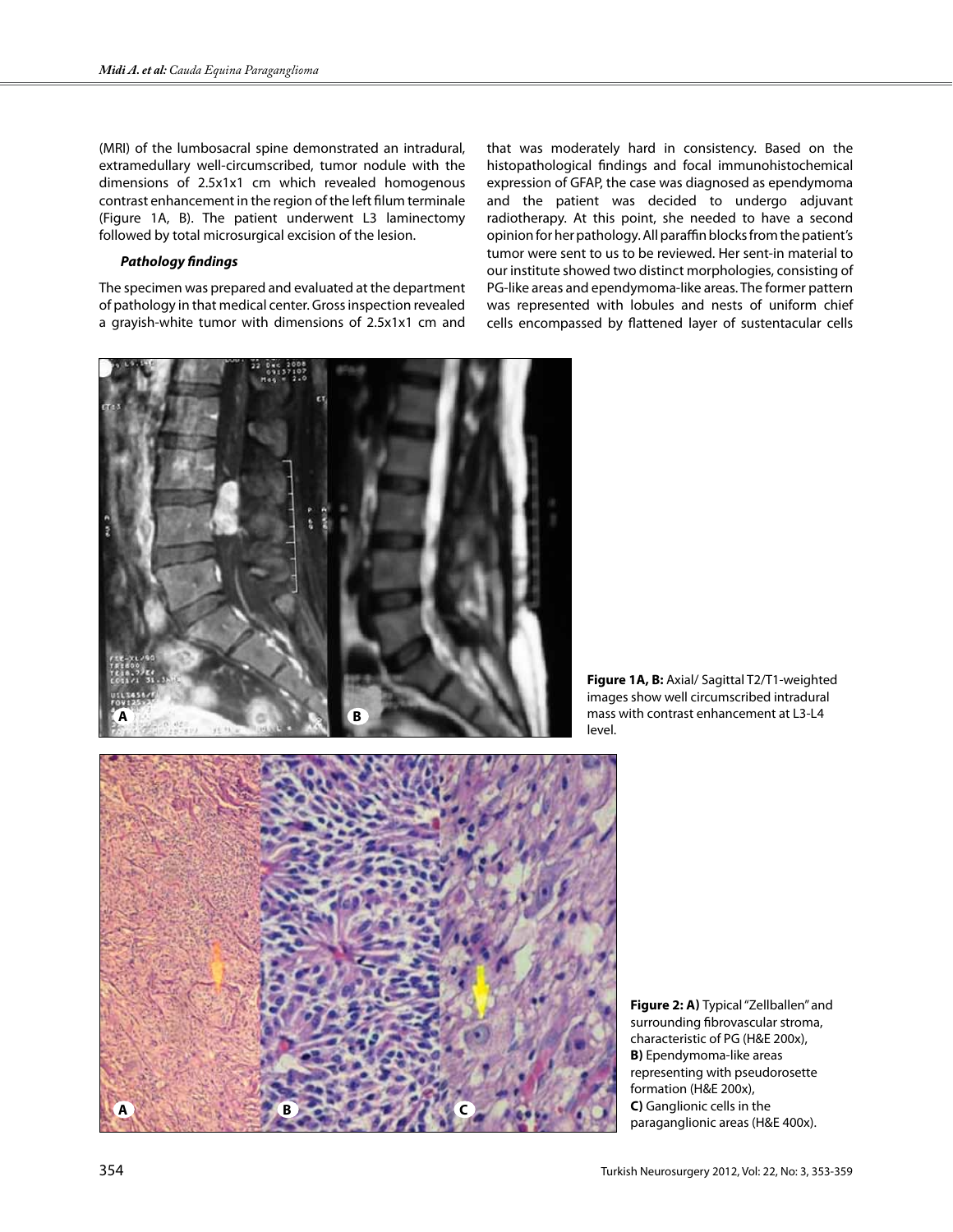(MRI) of the lumbosacral spine demonstrated an intradural, extramedullary well-circumscribed, tumor nodule with the dimensions of 2.5x1x1 cm which revealed homogenous contrast enhancement in the region of the left filum terminale (Figure 1A, B). The patient underwent L3 laminectomy followed by total microsurgical excision of the lesion.

***Pathology findings***

The specimen was prepared and evaluated at the department of pathology in that medical center. Gross inspection revealed a grayish-white tumor with dimensions of 2.5x1x1 cm and that was moderately hard in consistency. Based on the histopathological findings and focal immunohistochemical expression of GFAP, the case was diagnosed as ependymoma and the patient was decided to undergo adjuvant radiotherapy. At this point, she needed to have a second opinion for her pathology. All paraffin blocks from the patient's tumor were sent to us to be reviewed. Her sent-in material to our institute showed two distinct morphologies, consisting of PG-like areas and ependymoma-like areas. The former pattern was represented with lobules and nests of uniform chief cells encompassed by flattened layer of sustentacular cells

**Figure 1A, B:** Axial/ Sagittal T2/T1-weighted images show well circumscribed intradural mass with contrast enhancement at L3-L4 level.

**Figure 2: A)** Typical "Zellballen" and surrounding fibrovascular stroma, characteristic of PG (H&E 200x), **B)** Ependymoma-like areas representing with pseudorosette formation (H&E 200x), **C)** Ganglionic cells in the paraganglionic areas (H&E 400x).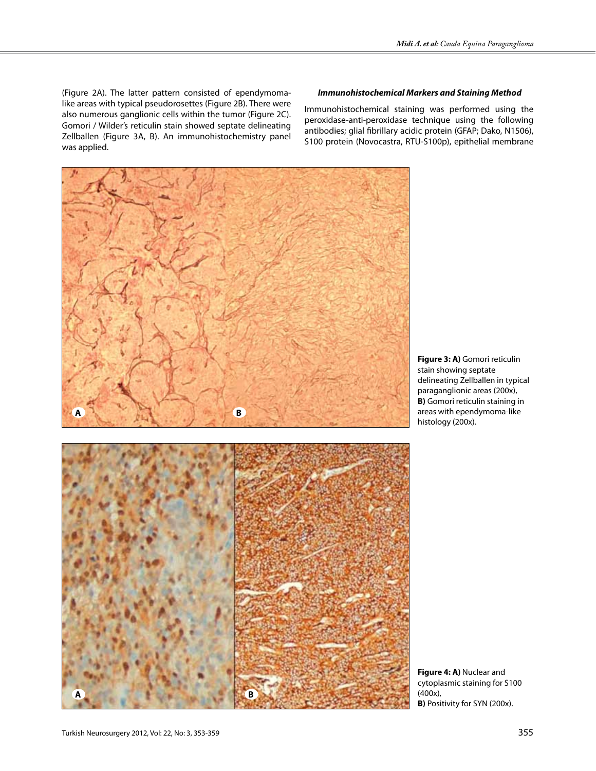(Figure 2A). The latter pattern consisted of ependymoma-like areas with typical pseudorosettes (Figure 2B). There were also numerous ganglionic cells within the tumor (Figure 2C). Gomori / Wilder's reticulin stain showed septate delineating Zellballen (Figure 3A, B). An immunohistochemistry panel was applied.

### *Immunohistochemical Markers and Staining Method*

Immunohistochemical staining was performed using the peroxidase-anti-peroxidase technique using the following antibodies; glial fibrillary acidic protein (GFAP; Dako, N1506), S100 protein (Novocastra, RTU-S100p), epithelial membrane

**Figure 3: A)** Gomori reticulin stain showing septate delineating Zellballen in typical paraganglionic areas (200x), **B)** Gomori reticulin staining in areas with ependymoma-like histology (200x).

**Figure 4: A)** Nuclear and cytoplasmic staining for S100 (400x), **B)** Positivity for SYN (200x).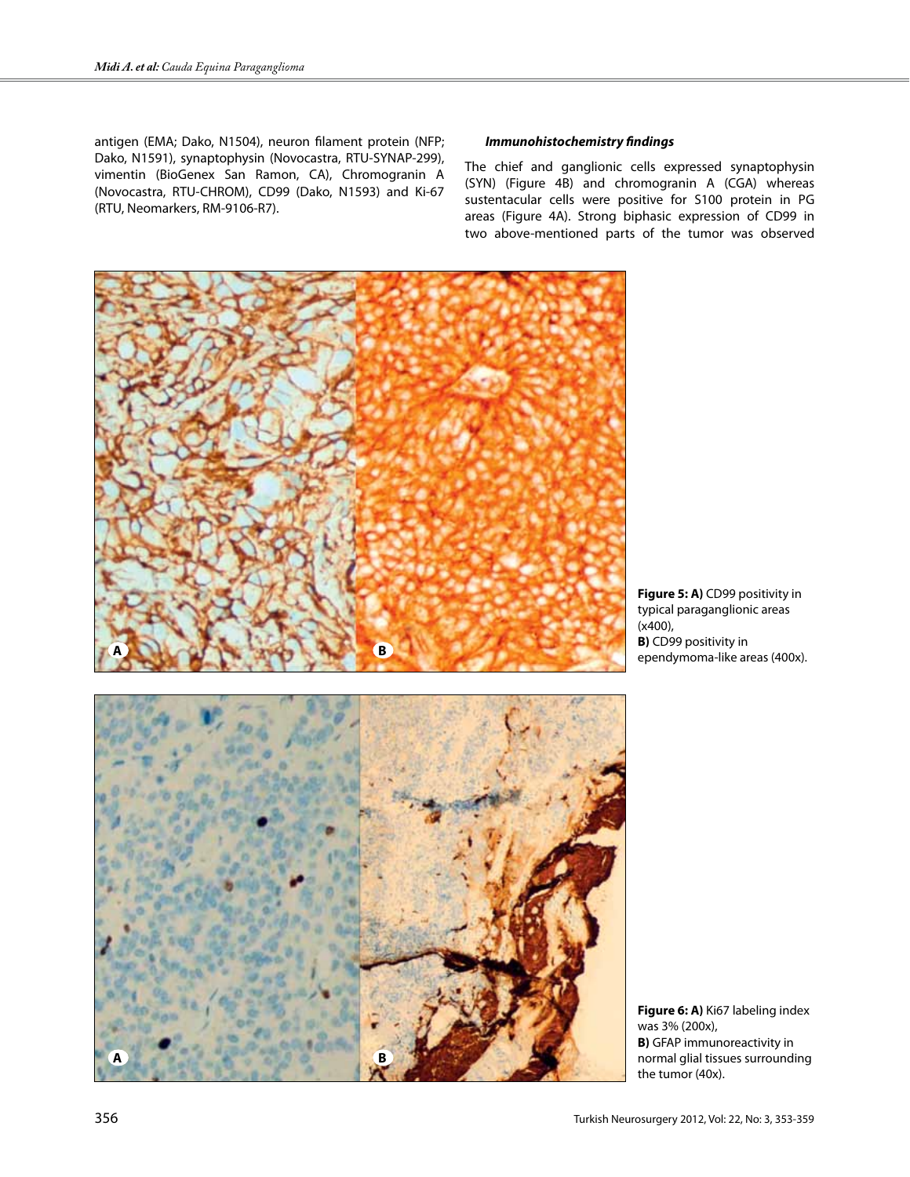antigen (EMA; Dako, N1504), neuron filament protein (NFP; Dako, N1591), synaptophysin (Novocastra, RTU-SYNAP-299), vimentin (BioGenex San Ramon, CA), Chromogranin A (Novocastra, RTU-CHROM), CD99 (Dako, N1593) and Ki-67 (RTU, Neomarkers, RM-9106-R7).

***Immunohistochemistry findings***

The chief and ganglionic cells expressed synaptophysin (SYN) (Figure 4B) and chromogranin A (CGA) whereas sustentacular cells were positive for S100 protein in PG areas (Figure 4A). Strong biphasic expression of CD99 in two above-mentioned parts of the tumor was observed

**Figure 5: A)** CD99 positivity in typical paraganglionic areas (x400),
**B)** CD99 positivity in ependymoma-like areas (400x).

**Figure 6: A)** Ki67 labeling index was 3% (200x),
**B)** GFAP immunoreactivity in normal glial tissues surrounding the tumor (40x).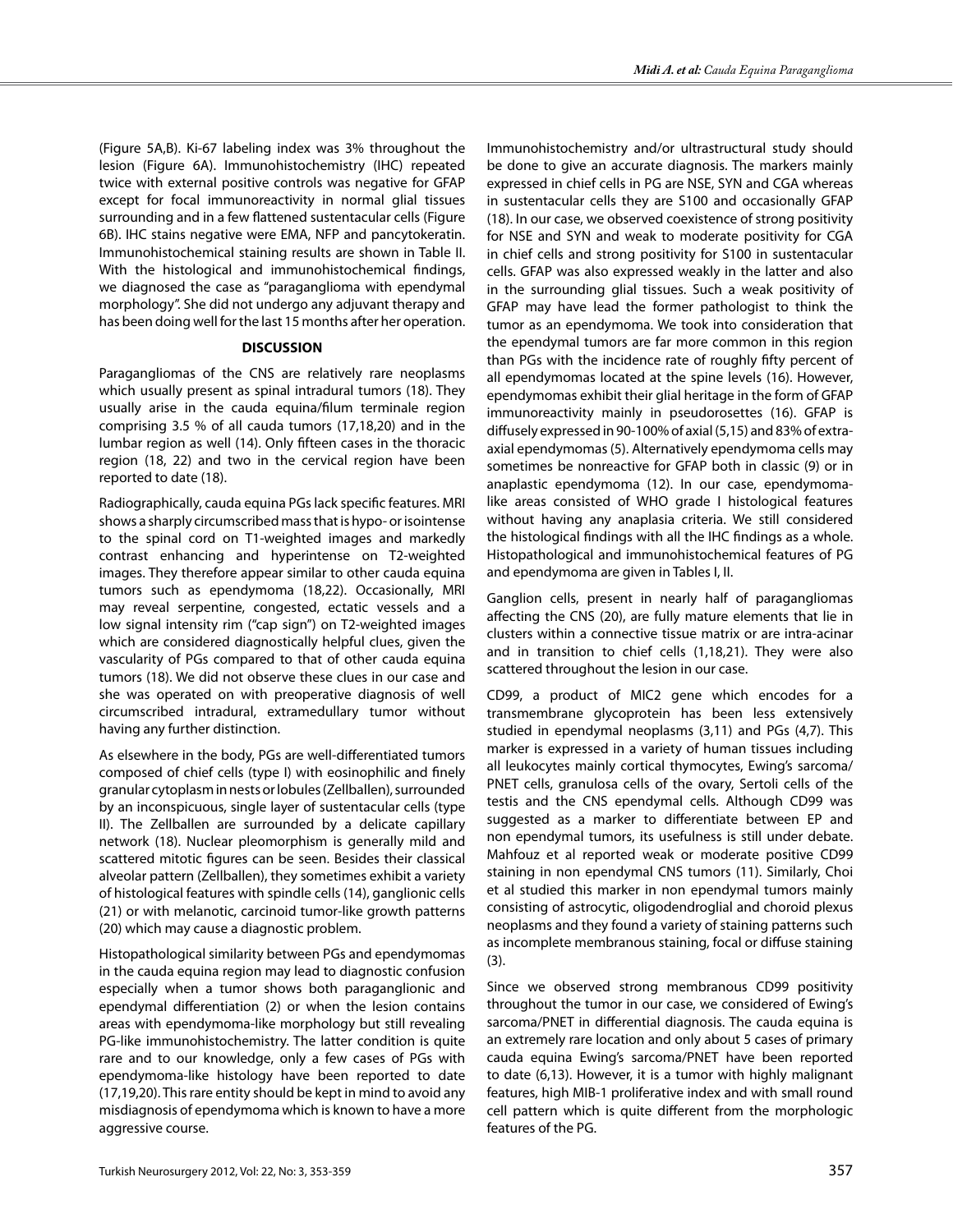(Figure 5A,B). Ki-67 labeling index was 3% throughout the lesion (Figure 6A). Immunohistochemistry (IHC) repeated twice with external positive controls was negative for GFAP except for focal immunoreactivity in normal glial tissues surrounding and in a few flattened sustentacular cells (Figure 6B). IHC stains negative were EMA, NFP and pancytokeratin. Immunohistochemical staining results are shown in Table II. With the histological and immunohistochemical findings, we diagnosed the case as "paraganglioma with ependymal morphology". She did not undergo any adjuvant therapy and has been doing well for the last 15 months after her operation.

## DISCUSSION

Paragangliomas of the CNS are relatively rare neoplasms which usually present as spinal intradural tumors (18). They usually arise in the cauda equina/filum terminale region comprising 3.5 % of all cauda tumors (17,18,20) and in the lumbar region as well (14). Only fifteen cases in the thoracic region (18, 22) and two in the cervical region have been reported to date (18).

Radiographically, cauda equina PGs lack specific features. MRI shows a sharply circumscribed mass that is hypo- or isointense to the spinal cord on T1-weighted images and markedly contrast enhancing and hyperintense on T2-weighted images. They therefore appear similar to other cauda equina tumors such as ependymoma (18,22). Occasionally, MRI may reveal serpentine, congested, ectatic vessels and a low signal intensity rim ("cap sign") on T2-weighted images which are considered diagnostically helpful clues, given the vascularity of PGs compared to that of other cauda equina tumors (18). We did not observe these clues in our case and she was operated on with preoperative diagnosis of well circumscribed intradural, extramedullary tumor without having any further distinction.

As elsewhere in the body, PGs are well-differentiated tumors composed of chief cells (type I) with eosinophilic and finely granular cytoplasm in nests or lobules (Zellballen), surrounded by an inconspicuous, single layer of sustentacular cells (type II). The Zellballen are surrounded by a delicate capillary network (18). Nuclear pleomorphism is generally mild and scattered mitotic figures can be seen. Besides their classical alveolar pattern (Zellballen), they sometimes exhibit a variety of histological features with spindle cells (14), ganglionic cells (21) or with melanotic, carcinoid tumor-like growth patterns (20) which may cause a diagnostic problem.

Histopathological similarity between PGs and ependymomas in the cauda equina region may lead to diagnostic confusion especially when a tumor shows both paraganglionic and ependymal differentiation (2) or when the lesion contains areas with ependymoma-like morphology but still revealing PG-like immunohistochemistry. The latter condition is quite rare and to our knowledge, only a few cases of PGs with ependymoma-like histology have been reported to date (17,19,20). This rare entity should be kept in mind to avoid any misdiagnosis of ependymoma which is known to have a more aggressive course.

Immunohistochemistry and/or ultrastructural study should be done to give an accurate diagnosis. The markers mainly expressed in chief cells in PG are NSE, SYN and CGA whereas in sustentacular cells they are S100 and occasionally GFAP (18). In our case, we observed coexistence of strong positivity for NSE and SYN and weak to moderate positivity for CGA in chief cells and strong positivity for S100 in sustentacular cells. GFAP was also expressed weakly in the latter and also in the surrounding glial tissues. Such a weak positivity of GFAP may have lead the former pathologist to think the tumor as an ependymoma. We took into consideration that the ependymal tumors are far more common in this region than PGs with the incidence rate of roughly fifty percent of all ependymomas located at the spine levels (16). However, ependymomas exhibit their glial heritage in the form of GFAP immunoreactivity mainly in pseudorosettes (16). GFAP is diffusely expressed in 90-100% of axial (5,15) and 83% of extra-axial ependymomas (5). Alternatively ependymoma cells may sometimes be nonreactive for GFAP both in classic (9) or in anaplastic ependymoma (12). In our case, ependymoma-like areas consisted of WHO grade I histological features without having any anaplasia criteria. We still considered the histological findings with all the IHC findings as a whole. Histopathological and immunohistochemical features of PG and ependymoma are given in Tables I, II.

Ganglion cells, present in nearly half of paragangliomas affecting the CNS (20), are fully mature elements that lie in clusters within a connective tissue matrix or are intra-acinar and in transition to chief cells (1,18,21). They were also scattered throughout the lesion in our case.

CD99, a product of MIC2 gene which encodes for a transmembrane glycoprotein has been less extensively studied in ependymal neoplasms (3,11) and PGs (4,7). This marker is expressed in a variety of human tissues including all leukocytes mainly cortical thymocytes, Ewing's sarcoma/PNET cells, granulosa cells of the ovary, Sertoli cells of the testis and the CNS ependymal cells. Although CD99 was suggested as a marker to differentiate between EP and non ependymal tumors, its usefulness is still under debate. Mahfouz et al reported weak or moderate positive CD99 staining in non ependymal CNS tumors (11). Similarly, Choi et al studied this marker in non ependymal tumors mainly consisting of astrocytic, oligodendroglial and choroid plexus neoplasms and they found a variety of staining patterns such as incomplete membranous staining, focal or diffuse staining (3).

Since we observed strong membranous CD99 positivity throughout the tumor in our case, we considered of Ewing's sarcoma/PNET in differential diagnosis. The cauda equina is an extremely rare location and only about 5 cases of primary cauda equina Ewing's sarcoma/PNET have been reported to date (6,13). However, it is a tumor with highly malignant features, high MIB-1 proliferative index and with small round cell pattern which is quite different from the morphologic features of the PG.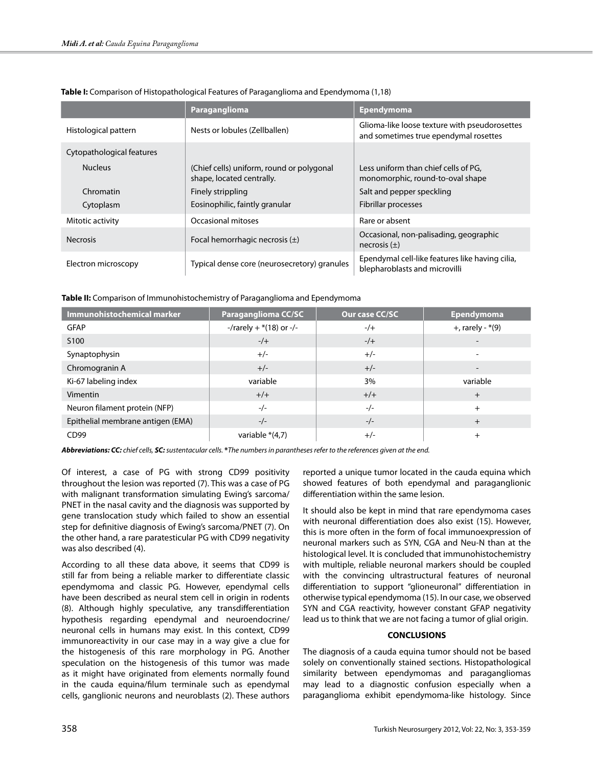**Table I:** Comparison of Histopathological Features of Paraganglioma and Ependymoma (1,18)

| | Paraganglioma | Ependymoma |
|---|---|---|
| Histological pattern | Nests or lobules (Zellballen) | Glioma-like loose texture with pseudorosettes and sometimes true ependymal rosettes |
| Cytopathological features | | |
| Nucleus | (Chief cells) uniform, round or polygonal shape, located centrally. | Less uniform than chief cells of PG, monomorphic, round-to-oval shape |
| Chromatin | Finely strippling | Salt and pepper speckling |
| Cytoplasm | Eosinophilic, faintly granular | Fibrillar processes |
| Mitotic activity | Occasional mitoses | Rare or absent |
| Necrosis | Focal hemorrhagic necrosis (±) | Occasional, non-palisading, geographic necrosis (±) |
| Electron microscopy | Typical dense core (neurosecretory) granules | Ependymal cell-like features like having cilia, blepharoblasts and microvilli |

**Table II:** Comparison of Immunohistochemistry of Paraganglioma and Ependymoma

| Immunohistochemical marker | Paraganglioma CC/SC | Our case CC/SC | Ependymoma |
|---|---|---|---|
| GFAP | -/rarely + *(18) or -/- | -/+ | +, rarely - *(9) |
| S100 | -/+ | -/+ | - |
| Synaptophysin | +/- | +/- | - |
| Chromogranin A | +/- | +/- | - |
| Ki-67 labeling index | variable | 3% | variable |
| Vimentin | +/+ | +/+ | + |
| Neuron filament protein (NFP) | -/- | -/- | + |
| Epithelial membrane antigen (EMA) | -/- | -/- | + |
| CD99 | variable *(4,7) | +/- | + |

***Abbreviations: CC:** chief cells, **SC:** sustentacular cells.* ***The numbers in parantheses refer to the references given at the end.***

Of interest, a case of PG with strong CD99 positivity throughout the lesion was reported (7). This was a case of PG with malignant transformation simulating Ewing's sarcoma/ PNET in the nasal cavity and the diagnosis was supported by gene translocation study which failed to show an essential step for definitive diagnosis of Ewing's sarcoma/PNET (7). On the other hand, a rare paratesticular PG with CD99 negativity was also described (4).

According to all these data above, it seems that CD99 is still far from being a reliable marker to differentiate classic ependymoma and classic PG. However, ependymal cells have been described as neural stem cell in origin in rodents (8). Although highly speculative, any transdifferentiation hypothesis regarding ependymal and neuroendocrine/ neuronal cells in humans may exist. In this context, CD99 immunoreactivity in our case may in a way give a clue for the histogenesis of this rare morphology in PG. Another speculation on the histogenesis of this tumor was made as it might have originated from elements normally found in the cauda equina/filum terminale such as ependymal cells, ganglionic neurons and neuroblasts (2). These authors reported a unique tumor located in the cauda equina which showed features of both ependymal and paraganglionic differentiation within the same lesion.

It should also be kept in mind that rare ependymoma cases with neuronal differentiation does also exist (15). However, this is more often in the form of focal immunoexpression of neuronal markers such as SYN, CGA and Neu-N than at the histological level. It is concluded that immunohistochemistry with multiple, reliable neuronal markers should be coupled with the convincing ultrastructural features of neuronal differentiation to support "glioneuronal" differentiation in otherwise typical ependymoma (15). In our case, we observed SYN and CGA reactivity, however constant GFAP negativity lead us to think that we are not facing a tumor of glial origin.

## CONCLUSIONS

The diagnosis of a cauda equina tumor should not be based solely on conventionally stained sections. Histopathological similarity between ependymomas and paragangliomas may lead to a diagnostic confusion especially when a paraganglioma exhibit ependymoma-like histology. Since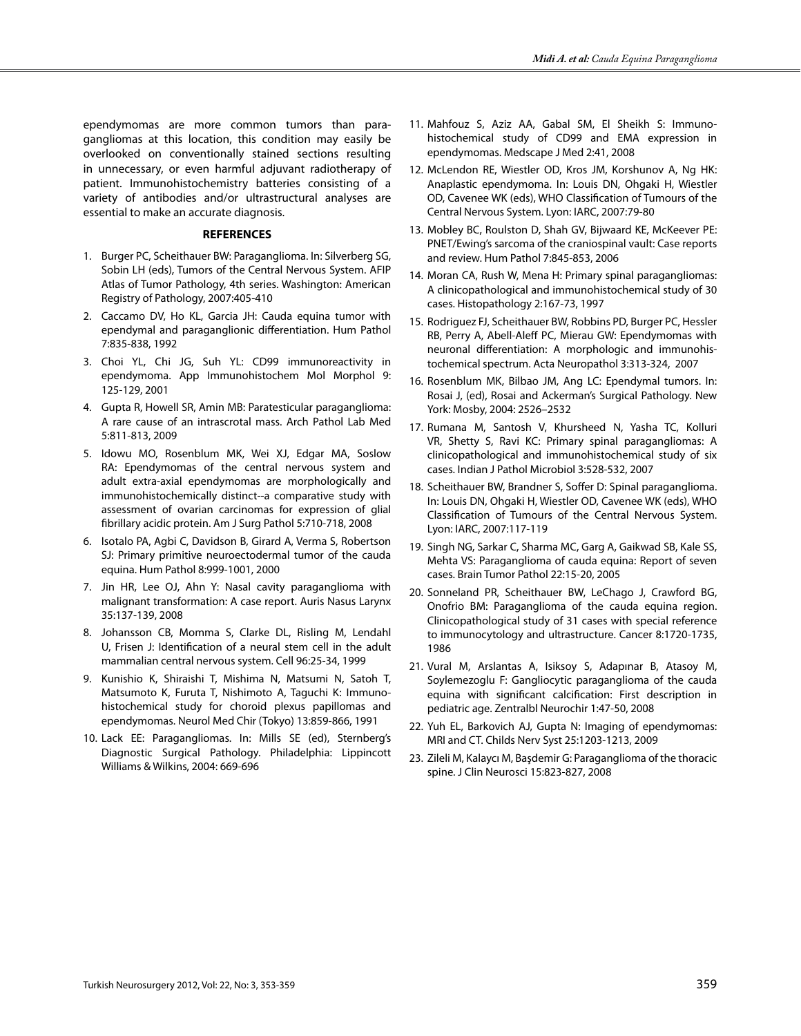ependymomas are more common tumors than paragangliomas at this location, this condition may easily be overlooked on conventionally stained sections resulting in unnecessary, or even harmful adjuvant radiotherapy of patient. Immunohistochemistry batteries consisting of a variety of antibodies and/or ultrastructural analyses are essential to make an accurate diagnosis.

## REFERENCES

1. Burger PC, Scheithauer BW: Paraganglioma. In: Silverberg SG, Sobin LH (eds), Tumors of the Central Nervous System. AFIP Atlas of Tumor Pathology, 4th series. Washington: American Registry of Pathology, 2007:405-410
2. Caccamo DV, Ho KL, Garcia JH: Cauda equina tumor with ependymal and paraganglionic differentiation. Hum Pathol 7:835-838, 1992
3. Choi YL, Chi JG, Suh YL: CD99 immunoreactivity in ependymoma. App Immunohistochem Mol Morphol 9: 125-129, 2001
4. Gupta R, Howell SR, Amin MB: Paratesticular paraganglioma: A rare cause of an intrascrotal mass. Arch Pathol Lab Med 5:811-813, 2009
5. Idowu MO, Rosenblum MK, Wei XJ, Edgar MA, Soslow RA: Ependymomas of the central nervous system and adult extra-axial ependymomas are morphologically and immunohistochemically distinct--a comparative study with assessment of ovarian carcinomas for expression of glial fibrillary acidic protein. Am J Surg Pathol 5:710-718, 2008
6. Isotalo PA, Agbi C, Davidson B, Girard A, Verma S, Robertson SJ: Primary primitive neuroectodermal tumor of the cauda equina. Hum Pathol 8:999-1001, 2000
7. Jin HR, Lee OJ, Ahn Y: Nasal cavity paraganglioma with malignant transformation: A case report. Auris Nasus Larynx 35:137-139, 2008
8. Johansson CB, Momma S, Clarke DL, Risling M, Lendahl U, Frisen J: Identification of a neural stem cell in the adult mammalian central nervous system. Cell 96:25-34, 1999
9. Kunishio K, Shiraishi T, Mishima N, Matsumi N, Satoh T, Matsumoto K, Furuta T, Nishimoto A, Taguchi K: Immunohistochemical study for choroid plexus papillomas and ependymomas. Neurol Med Chir (Tokyo) 13:859-866, 1991
10. Lack EE: Paragangliomas. In: Mills SE (ed), Sternberg's Diagnostic Surgical Pathology. Philadelphia: Lippincott Williams & Wilkins, 2004: 669-696
11. Mahfouz S, Aziz AA, Gabal SM, El Sheikh S: Immunohistochemical study of CD99 and EMA expression in ependymomas. Medscape J Med 2:41, 2008
12. McLendon RE, Wiestler OD, Kros JM, Korshunov A, Ng HK: Anaplastic ependymoma. In: Louis DN, Ohgaki H, Wiestler OD, Cavenee WK (eds), WHO Classification of Tumours of the Central Nervous System. Lyon: IARC, 2007:79-80
13. Mobley BC, Roulston D, Shah GV, Bijwaard KE, McKeever PE: PNET/Ewing's sarcoma of the craniospinal vault: Case reports and review. Hum Pathol 7:845-853, 2006
14. Moran CA, Rush W, Mena H: Primary spinal paragangliomas: A clinicopathological and immunohistochemical study of 30 cases. Histopathology 2:167-73, 1997
15. Rodriguez FJ, Scheithauer BW, Robbins PD, Burger PC, Hessler RB, Perry A, Abell-Aleff PC, Mierau GW: Ependymomas with neuronal differentiation: A morphologic and immunohistochemical spectrum. Acta Neuropathol 3:313-324, 2007
16. Rosenblum MK, Bilbao JM, Ang LC: Ependymal tumors. In: Rosai J, (ed), Rosai and Ackerman's Surgical Pathology. New York: Mosby, 2004: 2526–2532
17. Rumana M, Santosh V, Khursheed N, Yasha TC, Kolluri VR, Shetty S, Ravi KC: Primary spinal paragangliomas: A clinicopathological and immunohistochemical study of six cases. Indian J Pathol Microbiol 3:528-532, 2007
18. Scheithauer BW, Brandner S, Soffer D: Spinal paraganglioma. In: Louis DN, Ohgaki H, Wiestler OD, Cavenee WK (eds), WHO Classification of Tumours of the Central Nervous System. Lyon: IARC, 2007:117-119
19. Singh NG, Sarkar C, Sharma MC, Garg A, Gaikwad SB, Kale SS, Mehta VS: Paraganglioma of cauda equina: Report of seven cases. Brain Tumor Pathol 22:15-20, 2005
20. Sonneland PR, Scheithauer BW, LeChago J, Crawford BG, Onofrio BM: Paraganglioma of the cauda equina region. Clinicopathological study of 31 cases with special reference to immunocytology and ultrastructure. Cancer 8:1720-1735, 1986
21. Vural M, Arslantas A, Isiksoy S, Adapınar B, Atasoy M, Soylemezoglu F: Gangliocytic paraganglioma of the cauda equina with significant calcification: First description in pediatric age. Zentralbl Neurochir 1:47-50, 2008
22. Yuh EL, Barkovich AJ, Gupta N: Imaging of ependymomas: MRI and CT. Childs Nerv Syst 25:1203-1213, 2009
23. Zileli M, Kalaycı M, Başdemir G: Paraganglioma of the thoracic spine. J Clin Neurosci 15:823-827, 2008